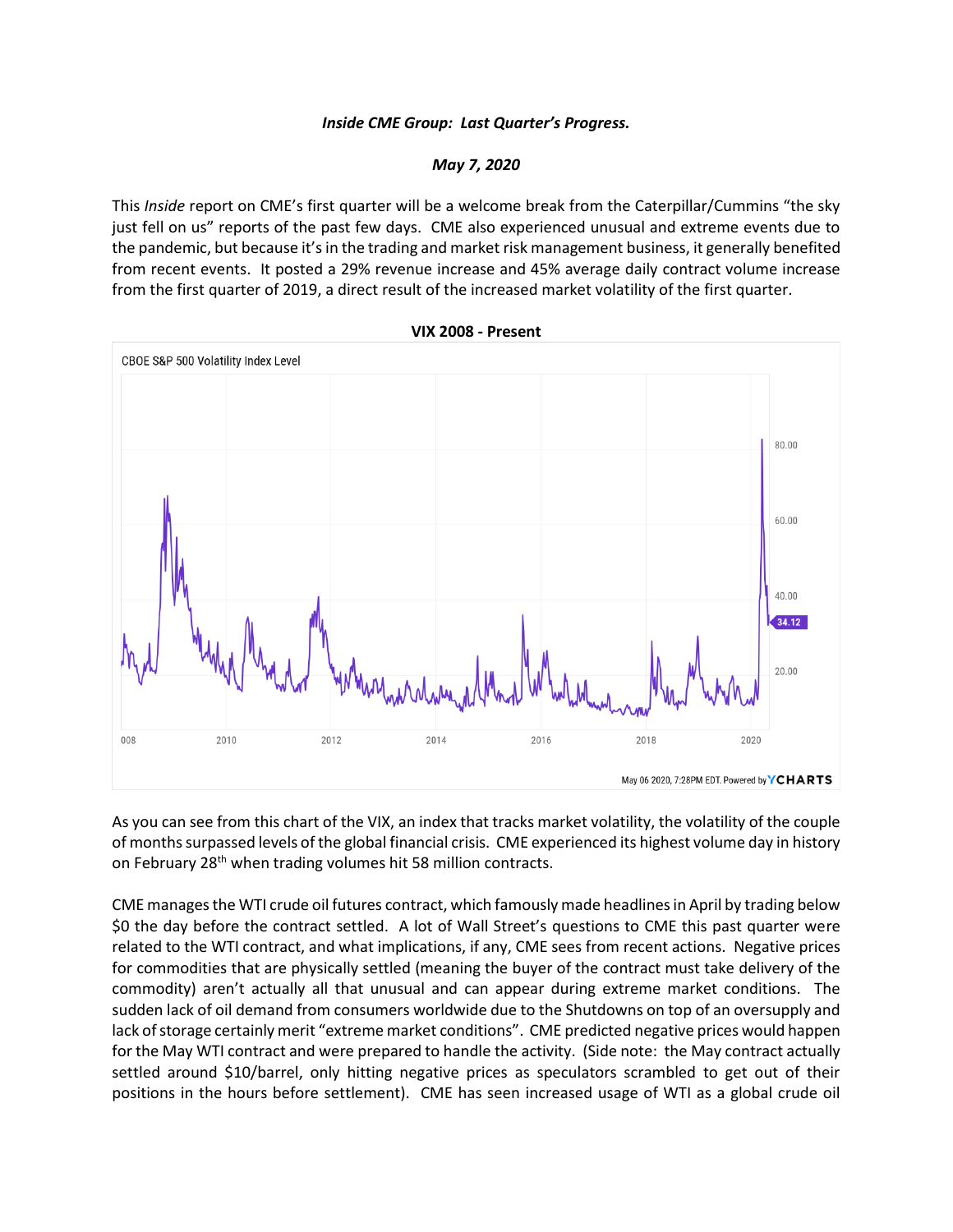***Inside CME Group: Last Quarter's Progress.***

***May 7, 2020***

This *Inside* report on CME's first quarter will be a welcome break from the Caterpillar/Cummins "the sky just fell on us" reports of the past few days. CME also experienced unusual and extreme events due to the pandemic, but because it's in the trading and market risk management business, it generally benefited from recent events. It posted a 29% revenue increase and 45% average daily contract volume increase from the first quarter of 2019, a direct result of the increased market volatility of the first quarter.

**VIX 2008 - Present**

As you can see from this chart of the VIX, an index that tracks market volatility, the volatility of the couple of months surpassed levels of the global financial crisis. CME experienced its highest volume day in history on February 28th when trading volumes hit 58 million contracts.

CME manages the WTI crude oil futures contract, which famously made headlines in April by trading below $0 the day before the contract settled. A lot of Wall Street's questions to CME this past quarter were related to the WTI contract, and what implications, if any, CME sees from recent actions. Negative prices for commodities that are physically settled (meaning the buyer of the contract must take delivery of the commodity) aren't actually all that unusual and can appear during extreme market conditions. The sudden lack of oil demand from consumers worldwide due to the Shutdowns on top of an oversupply and lack of storage certainly merit "extreme market conditions". CME predicted negative prices would happen for the May WTI contract and were prepared to handle the activity. (Side note: the May contract actually settled around $10/barrel, only hitting negative prices as speculators scrambled to get out of their positions in the hours before settlement). CME has seen increased usage of WTI as a global crude oil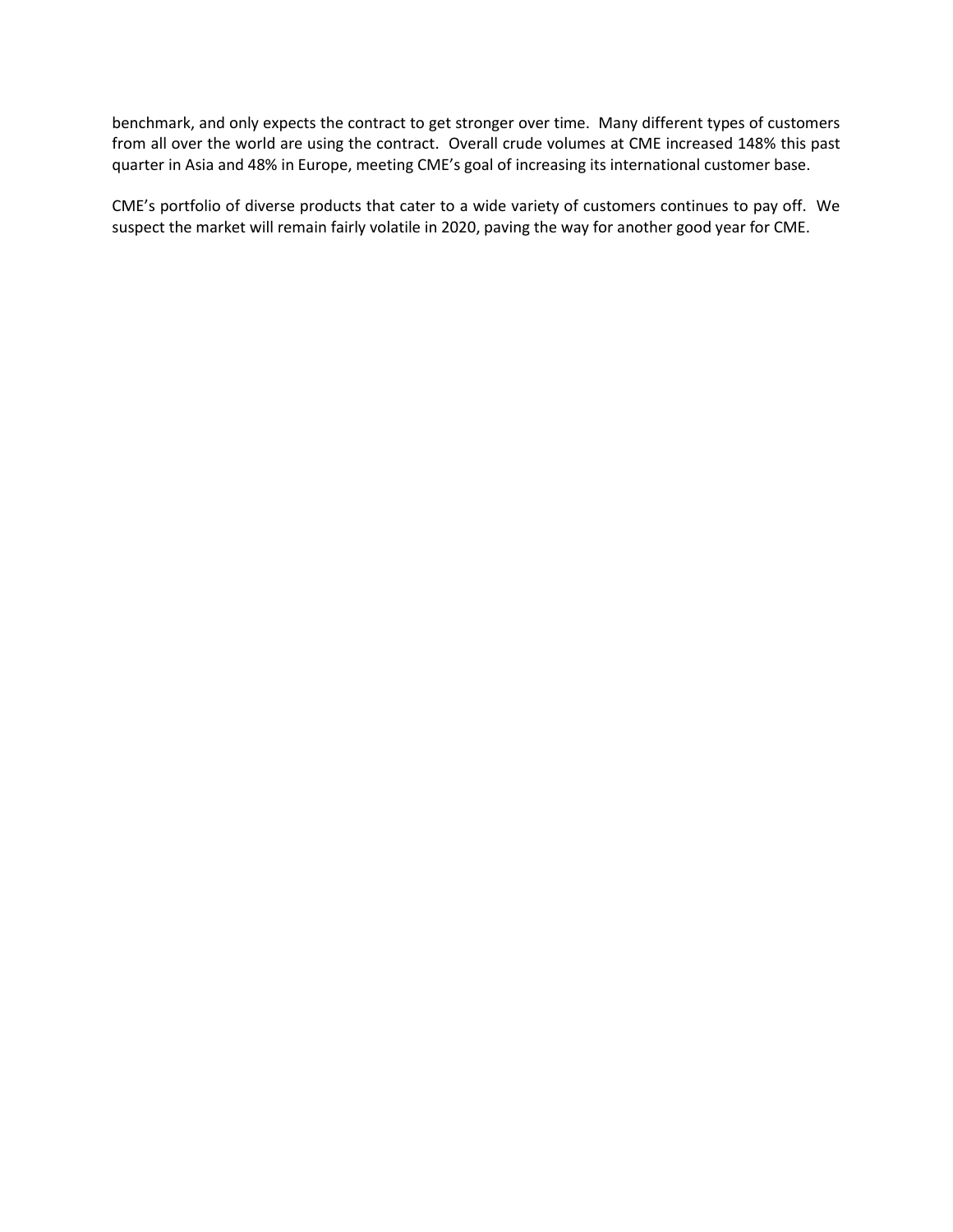benchmark, and only expects the contract to get stronger over time. Many different types of customers from all over the world are using the contract. Overall crude volumes at CME increased 148% this past quarter in Asia and 48% in Europe, meeting CME's goal of increasing its international customer base.

CME's portfolio of diverse products that cater to a wide variety of customers continues to pay off. We suspect the market will remain fairly volatile in 2020, paving the way for another good year for CME.